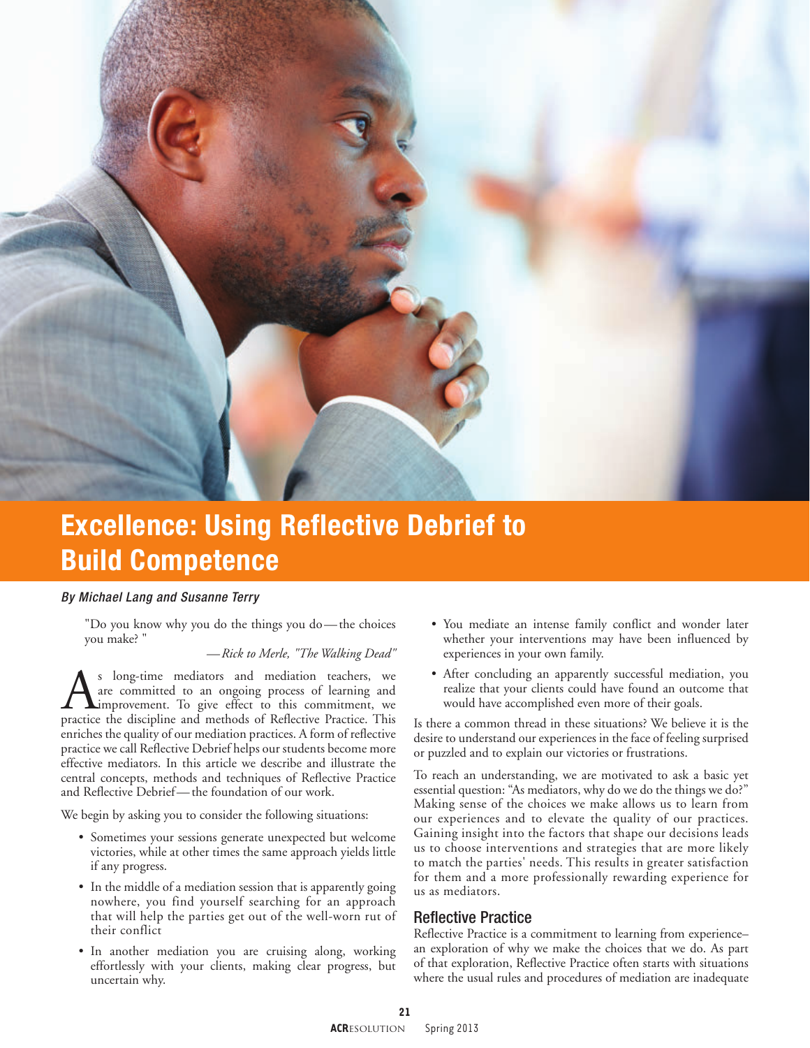# Excellence: Using Reflective Debrief to Build Competence

*By Michael Lang and Susanne Terry*

"Do you know why you do the things you do—the choices you make? "

—*Rick to Merle, "The Walking Dead"*

As long-time mediators and mediation teachers, we are committed to an ongoing process of learning and improvement. To give effect to this commitment, we practice the discipline and methods of Reflective Practice. This enriches the quality of our mediation practices. A form of reflective practice we call Reflective Debrief helps our students become more effective mediators. In this article we describe and illustrate the central concepts, methods and techniques of Reflective Practice and Reflective Debrief—the foundation of our work.

We begin by asking you to consider the following situations:

- Sometimes your sessions generate unexpected but welcome victories, while at other times the same approach yields little if any progress.
- In the middle of a mediation session that is apparently going nowhere, you find yourself searching for an approach that will help the parties get out of the well-worn rut of their conflict
- In another mediation you are cruising along, working effortlessly with your clients, making clear progress, but uncertain why.
- You mediate an intense family conflict and wonder later whether your interventions may have been influenced by experiences in your own family.
- After concluding an apparently successful mediation, you realize that your clients could have found an outcome that would have accomplished even more of their goals.

Is there a common thread in these situations? We believe it is the desire to understand our experiences in the face of feeling surprised or puzzled and to explain our victories or frustrations.

To reach an understanding, we are motivated to ask a basic yet essential question: "As mediators, why do we do the things we do?" Making sense of the choices we make allows us to learn from our experiences and to elevate the quality of our practices. Gaining insight into the factors that shape our decisions leads us to choose interventions and strategies that are more likely to match the parties' needs. This results in greater satisfaction for them and a more professionally rewarding experience for us as mediators.

## Reflective Practice

Reflective Practice is a commitment to learning from experience–an exploration of why we make the choices that we do. As part of that exploration, Reflective Practice often starts with situations where the usual rules and procedures of mediation are inadequate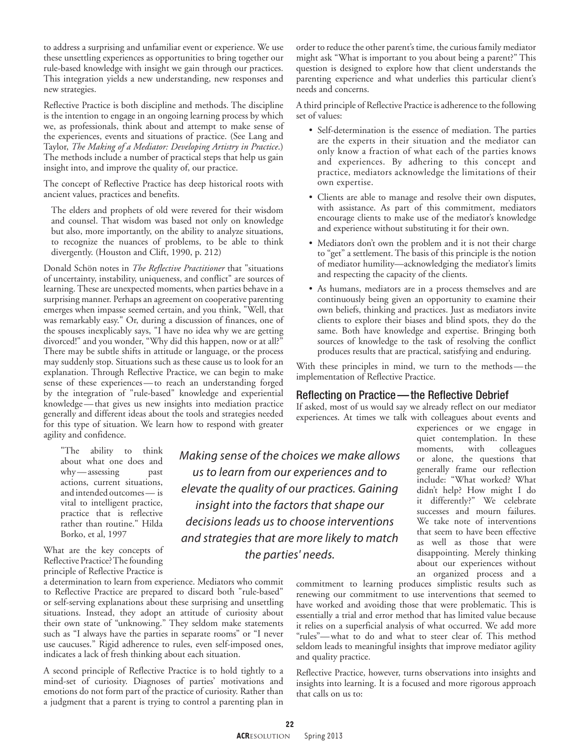to address a surprising and unfamiliar event or experience. We use these unsettling experiences as opportunities to bring together our rule-based knowledge with insight we gain through our practices. This integration yields a new understanding, new responses and new strategies.

Reflective Practice is both discipline and methods. The discipline is the intention to engage in an ongoing learning process by which we, as professionals, think about and attempt to make sense of the experiences, events and situations of practice. (See Lang and Taylor, *The Making of a Mediator: Developing Artistry in Practice*.) The methods include a number of practical steps that help us gain insight into, and improve the quality of, our practice.

The concept of Reflective Practice has deep historical roots with ancient values, practices and benefits.

> The elders and prophets of old were revered for their wisdom and counsel. That wisdom was based not only on knowledge but also, more importantly, on the ability to analyze situations, to recognize the nuances of problems, to be able to think divergently. (Houston and Clift, 1990, p. 212)

Donald Schön notes in *The Reflective Practitioner* that "situations of uncertainty, instability, uniqueness, and conflict" are sources of learning. These are unexpected moments, when parties behave in a surprising manner. Perhaps an agreement on cooperative parenting emerges when impasse seemed certain, and you think, "Well, that was remarkably easy." Or, during a discussion of finances, one of the spouses inexplicably says, "I have no idea why we are getting divorced!" and you wonder, "Why did this happen, now or at all?" There may be subtle shifts in attitude or language, or the process may suddenly stop. Situations such as these cause us to look for an explanation. Through Reflective Practice, we can begin to make sense of these experiences — to reach an understanding forged by the integration of "rule-based" knowledge and experiential knowledge — that gives us new insights into mediation practice generally and different ideas about the tools and strategies needed for this type of situation. We learn how to respond with greater agility and confidence.

> "The ability to think about what one does and why — assessing past actions, current situations, and intended outcomes — is vital to intelligent practice, practice that is reflective rather than routine." Hilda Borko, et al, 1997

*Making sense of the choices we make allows us to learn from our experiences and to elevate the quality of our practices. Gaining insight into the factors that shape our decisions leads us to choose interventions and strategies that are more likely to match the parties' needs.*

What are the key concepts of Reflective Practice? The founding principle of Reflective Practice is a determination to learn from experience. Mediators who commit to Reflective Practice are prepared to discard both "rule-based" or self-serving explanations about these surprising and unsettling situations. Instead, they adopt an attitude of curiosity about their own state of "unknowing." They seldom make statements such as "I always have the parties in separate rooms" or "I never use caucuses." Rigid adherence to rules, even self-imposed ones, indicates a lack of fresh thinking about each situation.

A second principle of Reflective Practice is to hold tightly to a mind-set of curiosity. Diagnoses of parties' motivations and emotions do not form part of the practice of curiosity. Rather than a judgment that a parent is trying to control a parenting plan in order to reduce the other parent's time, the curious family mediator might ask "What is important to you about being a parent?" This question is designed to explore how that client understands the parenting experience and what underlies this particular client's needs and concerns.

A third principle of Reflective Practice is adherence to the following set of values:

- Self-determination is the essence of mediation. The parties are the experts in their situation and the mediator can only know a fraction of what each of the parties knows and experiences. By adhering to this concept and practice, mediators acknowledge the limitations of their own expertise.
- Clients are able to manage and resolve their own disputes, with assistance. As part of this commitment, mediators encourage clients to make use of the mediator's knowledge and experience without substituting it for their own.
- Mediators don't own the problem and it is not their charge to "get" a settlement. The basis of this principle is the notion of mediator humility—acknowledging the mediator's limits and respecting the capacity of the clients.
- As humans, mediators are in a process themselves and are continuously being given an opportunity to examine their own beliefs, thinking and practices. Just as mediators invite clients to explore their biases and blind spots, they do the same. Both have knowledge and expertise. Bringing both sources of knowledge to the task of resolving the conflict produces results that are practical, satisfying and enduring.

With these principles in mind, we turn to the methods — the implementation of Reflective Practice.

## Reflecting on Practice — the Reflective Debrief

If asked, most of us would say we already reflect on our mediator experiences. At times we talk with colleagues about events and experiences or we engage in quiet contemplation. In these moments, with colleagues or alone, the questions that generally frame our reflection include: "What worked? What didn't help? How might I do it differently?" We celebrate successes and mourn failures. We take note of interventions that seem to have been effective as well as those that were disappointing. Merely thinking about our experiences without an organized process and a commitment to learning produces simplistic results such as renewing our commitment to use interventions that seemed to have worked and avoiding those that were problematic. This is essentially a trial and error method that has limited value because it relies on a superficial analysis of what occurred. We add more "rules" — what to do and what to steer clear of. This method seldom leads to meaningful insights that improve mediator agility and quality practice.

Reflective Practice, however, turns observations into insights and insights into learning. It is a focused and more rigorous approach that calls on us to: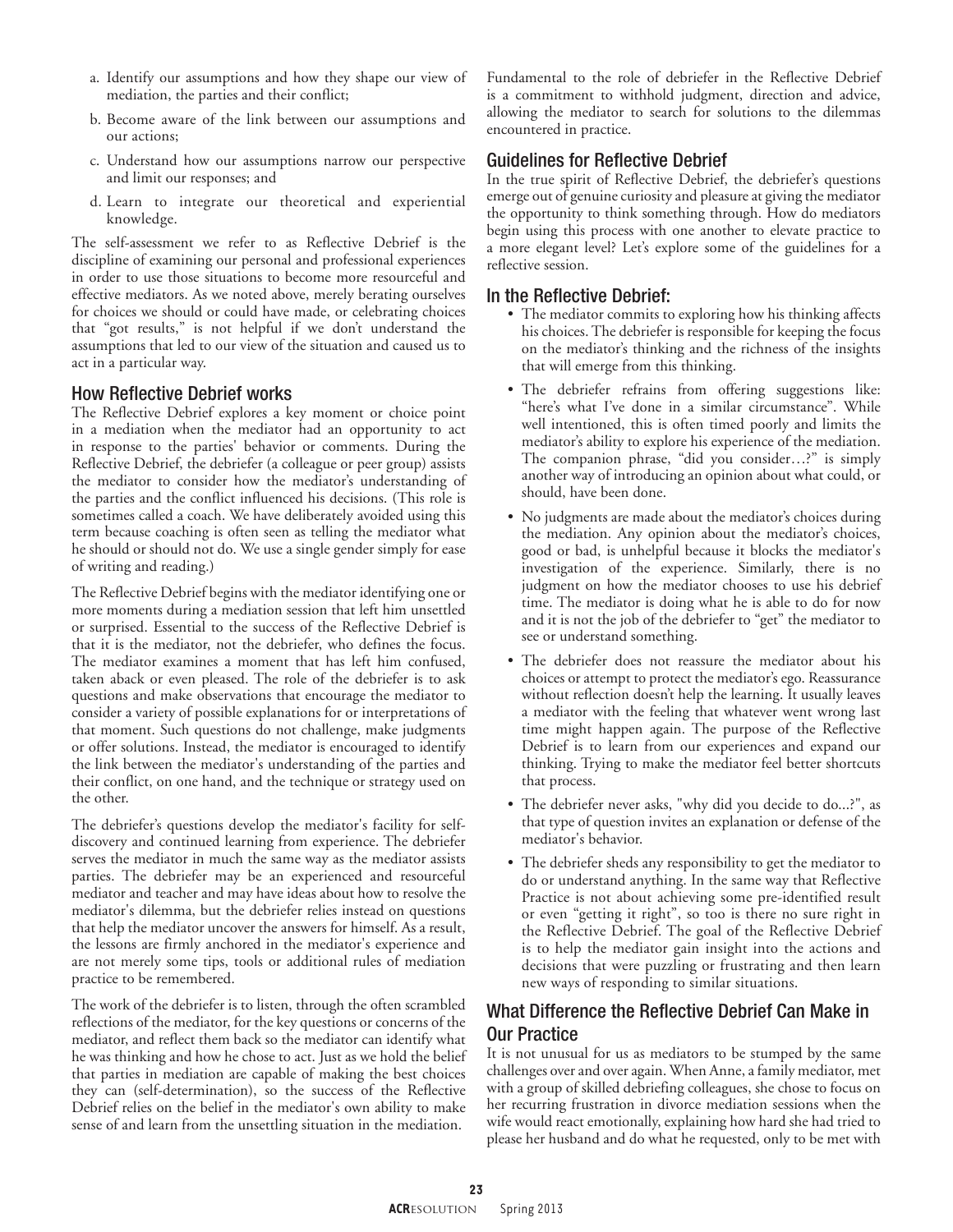a. Identify our assumptions and how they shape our view of mediation, the parties and their conflict;

b. Become aware of the link between our assumptions and our actions;

c. Understand how our assumptions narrow our perspective and limit our responses; and

d. Learn to integrate our theoretical and experiential knowledge.

The self-assessment we refer to as Reflective Debrief is the discipline of examining our personal and professional experiences in order to use those situations to become more resourceful and effective mediators. As we noted above, merely berating ourselves for choices we should or could have made, or celebrating choices that "got results," is not helpful if we don't understand the assumptions that led to our view of the situation and caused us to act in a particular way.

## How Reflective Debrief works

The Reflective Debrief explores a key moment or choice point in a mediation when the mediator had an opportunity to act in response to the parties' behavior or comments. During the Reflective Debrief, the debriefer (a colleague or peer group) assists the mediator to consider how the mediator's understanding of the parties and the conflict influenced his decisions. (This role is sometimes called a coach. We have deliberately avoided using this term because coaching is often seen as telling the mediator what he should or should not do. We use a single gender simply for ease of writing and reading.)

The Reflective Debrief begins with the mediator identifying one or more moments during a mediation session that left him unsettled or surprised. Essential to the success of the Reflective Debrief is that it is the mediator, not the debriefer, who defines the focus. The mediator examines a moment that has left him confused, taken aback or even pleased. The role of the debriefer is to ask questions and make observations that encourage the mediator to consider a variety of possible explanations for or interpretations of that moment. Such questions do not challenge, make judgments or offer solutions. Instead, the mediator is encouraged to identify the link between the mediator's understanding of the parties and their conflict, on one hand, and the technique or strategy used on the other.

The debriefer's questions develop the mediator's facility for self-discovery and continued learning from experience. The debriefer serves the mediator in much the same way as the mediator assists parties. The debriefer may be an experienced and resourceful mediator and teacher and may have ideas about how to resolve the mediator's dilemma, but the debriefer relies instead on questions that help the mediator uncover the answers for himself. As a result, the lessons are firmly anchored in the mediator's experience and are not merely some tips, tools or additional rules of mediation practice to be remembered.

The work of the debriefer is to listen, through the often scrambled reflections of the mediator, for the key questions or concerns of the mediator, and reflect them back so the mediator can identify what he was thinking and how he chose to act. Just as we hold the belief that parties in mediation are capable of making the best choices they can (self-determination), so the success of the Reflective Debrief relies on the belief in the mediator's own ability to make sense of and learn from the unsettling situation in the mediation.

Fundamental to the role of debriefer in the Reflective Debrief is a commitment to withhold judgment, direction and advice, allowing the mediator to search for solutions to the dilemmas encountered in practice.

## Guidelines for Reflective Debrief

In the true spirit of Reflective Debrief, the debriefer's questions emerge out of genuine curiosity and pleasure at giving the mediator the opportunity to think something through. How do mediators begin using this process with one another to elevate practice to a more elegant level? Let's explore some of the guidelines for a reflective session.

## In the Reflective Debrief:

- The mediator commits to exploring how his thinking affects his choices. The debriefer is responsible for keeping the focus on the mediator's thinking and the richness of the insights that will emerge from this thinking.
- The debriefer refrains from offering suggestions like: "here's what I've done in a similar circumstance". While well intentioned, this is often timed poorly and limits the mediator's ability to explore his experience of the mediation. The companion phrase, "did you consider…?" is simply another way of introducing an opinion about what could, or should, have been done.
- No judgments are made about the mediator's choices during the mediation. Any opinion about the mediator's choices, good or bad, is unhelpful because it blocks the mediator's investigation of the experience. Similarly, there is no judgment on how the mediator chooses to use his debrief time. The mediator is doing what he is able to do for now and it is not the job of the debriefer to "get" the mediator to see or understand something.
- The debriefer does not reassure the mediator about his choices or attempt to protect the mediator's ego. Reassurance without reflection doesn't help the learning. It usually leaves a mediator with the feeling that whatever went wrong last time might happen again. The purpose of the Reflective Debrief is to learn from our experiences and expand our thinking. Trying to make the mediator feel better shortcuts that process.
- The debriefer never asks, "why did you decide to do...?", as that type of question invites an explanation or defense of the mediator's behavior.
- The debriefer sheds any responsibility to get the mediator to do or understand anything. In the same way that Reflective Practice is not about achieving some pre-identified result or even "getting it right", so too is there no sure right in the Reflective Debrief. The goal of the Reflective Debrief is to help the mediator gain insight into the actions and decisions that were puzzling or frustrating and then learn new ways of responding to similar situations.

## What Difference the Reflective Debrief Can Make in Our Practice

It is not unusual for us as mediators to be stumped by the same challenges over and over again. When Anne, a family mediator, met with a group of skilled debriefing colleagues, she chose to focus on her recurring frustration in divorce mediation sessions when the wife would react emotionally, explaining how hard she had tried to please her husband and do what he requested, only to be met with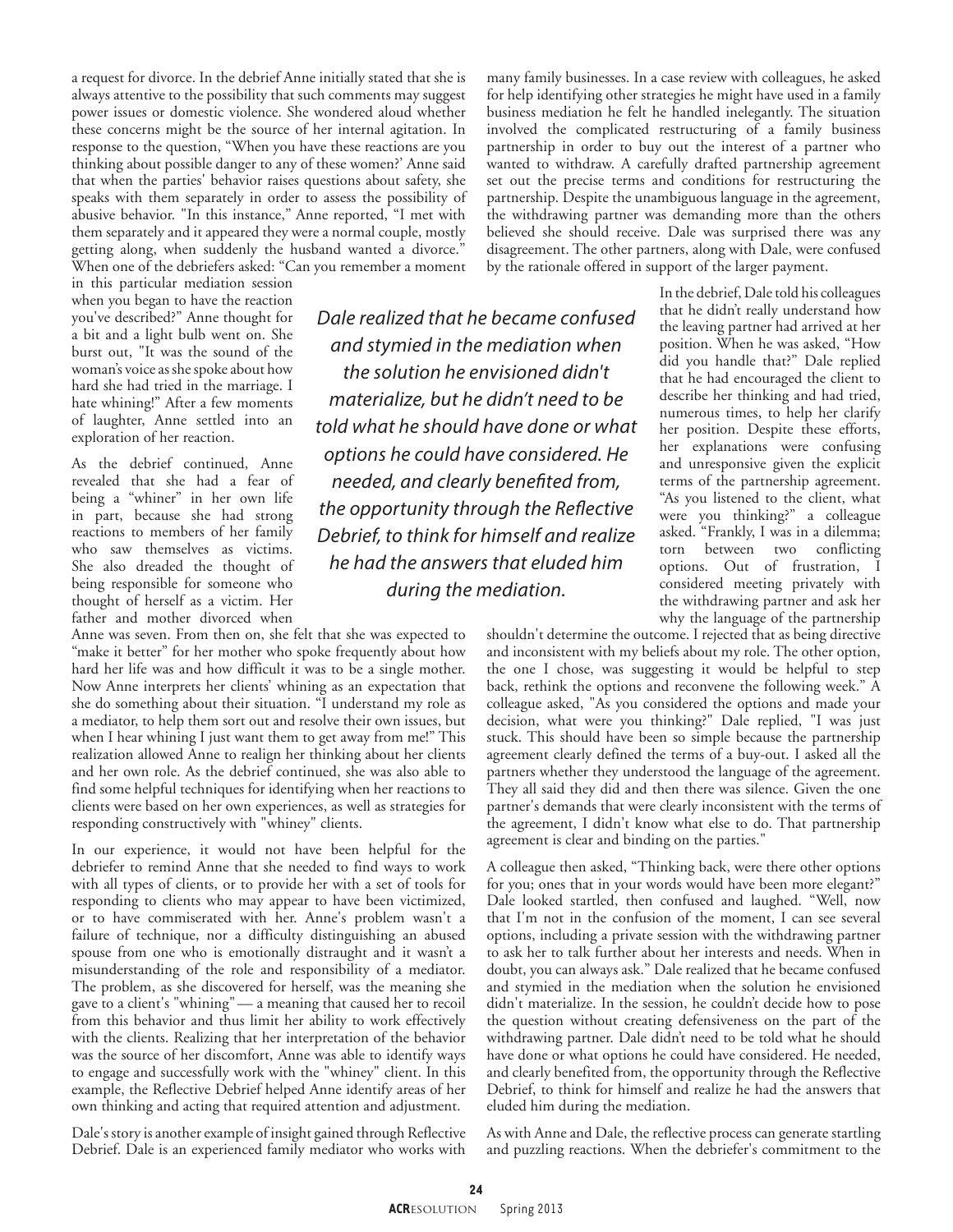a request for divorce. In the debrief Anne initially stated that she is always attentive to the possibility that such comments may suggest power issues or domestic violence. She wondered aloud whether these concerns might be the source of her internal agitation. In response to the question, "When you have these reactions are you thinking about possible danger to any of these women?' Anne said that when the parties' behavior raises questions about safety, she speaks with them separately in order to assess the possibility of abusive behavior. "In this instance," Anne reported, "I met with them separately and it appeared they were a normal couple, mostly getting along, when suddenly the husband wanted a divorce." When one of the debriefers asked: "Can you remember a moment in this particular mediation session when you began to have the reaction you've described?" Anne thought for a bit and a light bulb went on. She burst out, "It was the sound of the woman's voice as she spoke about how hard she had tried in the marriage. I hate whining!" After a few moments of laughter, Anne settled into an exploration of her reaction.

As the debrief continued, Anne revealed that she had a fear of being a "whiner" in her own life in part, because she had strong reactions to members of her family who saw themselves as victims. She also dreaded the thought of being responsible for someone who thought of herself as a victim. Her father and mother divorced when Anne was seven. From then on, she felt that she was expected to "make it better" for her mother who spoke frequently about how hard her life was and how difficult it was to be a single mother. Now Anne interprets her clients' whining as an expectation that she do something about their situation. "I understand my role as a mediator, to help them sort out and resolve their own issues, but when I hear whining I just want them to get away from me!" This realization allowed Anne to realign her thinking about her clients and her own role. As the debrief continued, she was also able to find some helpful techniques for identifying when her reactions to clients were based on her own experiences, as well as strategies for responding constructively with "whiney" clients.

In our experience, it would not have been helpful for the debriefer to remind Anne that she needed to find ways to work with all types of clients, or to provide her with a set of tools for responding to clients who may appear to have been victimized, or to have commiserated with her. Anne's problem wasn't a failure of technique, nor a difficulty distinguishing an abused spouse from one who is emotionally distraught and it wasn't a misunderstanding of the role and responsibility of a mediator. The problem, as she discovered for herself, was the meaning she gave to a client's "whining" — a meaning that caused her to recoil from this behavior and thus limit her ability to work effectively with the clients. Realizing that her interpretation of the behavior was the source of her discomfort, Anne was able to identify ways to engage and successfully work with the "whiney" client. In this example, the Reflective Debrief helped Anne identify areas of her own thinking and acting that required attention and adjustment.

Dale's story is another example of insight gained through Reflective Debrief. Dale is an experienced family mediator who works with many family businesses. In a case review with colleagues, he asked for help identifying other strategies he might have used in a family business mediation he felt he handled inelegantly. The situation involved the complicated restructuring of a family business partnership in order to buy out the interest of a partner who wanted to withdraw. A carefully drafted partnership agreement set out the precise terms and conditions for restructuring the partnership. Despite the unambiguous language in the agreement, the withdrawing partner was demanding more than the others believed she should receive. Dale was surprised there was any disagreement. The other partners, along with Dale, were confused by the rationale offered in support of the larger payment.

*Dale realized that he became confused and stymied in the mediation when the solution he envisioned didn't materialize, but he didn't need to be told what he should have done or what options he could have considered. He needed, and clearly benefited from, the opportunity through the Reflective Debrief, to think for himself and realize he had the answers that eluded him during the mediation.*

In the debrief, Dale told his colleagues that he didn't really understand how the leaving partner had arrived at her position. When he was asked, "How did you handle that?" Dale replied that he had encouraged the client to describe her thinking and had tried, numerous times, to help her clarify her position. Despite these efforts, her explanations were confusing and unresponsive given the explicit terms of the partnership agreement. "As you listened to the client, what were you thinking?" a colleague asked. "Frankly, I was in a dilemma; torn between two conflicting options. Out of frustration, I considered meeting privately with the withdrawing partner and ask her why the language of the partnership shouldn't determine the outcome. I rejected that as being directive and inconsistent with my beliefs about my role. The other option, the one I chose, was suggesting it would be helpful to step back, rethink the options and reconvene the following week." A colleague asked, "As you considered the options and made your decision, what were you thinking?" Dale replied, "I was just stuck. This should have been so simple because the partnership agreement clearly defined the terms of a buy-out. I asked all the partners whether they understood the language of the agreement. They all said they did and then there was silence. Given the one partner's demands that were clearly inconsistent with the terms of the agreement, I didn't know what else to do. That partnership agreement is clear and binding on the parties."

A colleague then asked, "Thinking back, were there other options for you; ones that in your words would have been more elegant?" Dale looked startled, then confused and laughed. "Well, now that I'm not in the confusion of the moment, I can see several options, including a private session with the withdrawing partner to ask her to talk further about her interests and needs. When in doubt, you can always ask." Dale realized that he became confused and stymied in the mediation when the solution he envisioned didn't materialize. In the session, he couldn't decide how to pose the question without creating defensiveness on the part of the withdrawing partner. Dale didn't need to be told what he should have done or what options he could have considered. He needed, and clearly benefited from, the opportunity through the Reflective Debrief, to think for himself and realize he had the answers that eluded him during the mediation.

As with Anne and Dale, the reflective process can generate startling and puzzling reactions. When the debriefer's commitment to the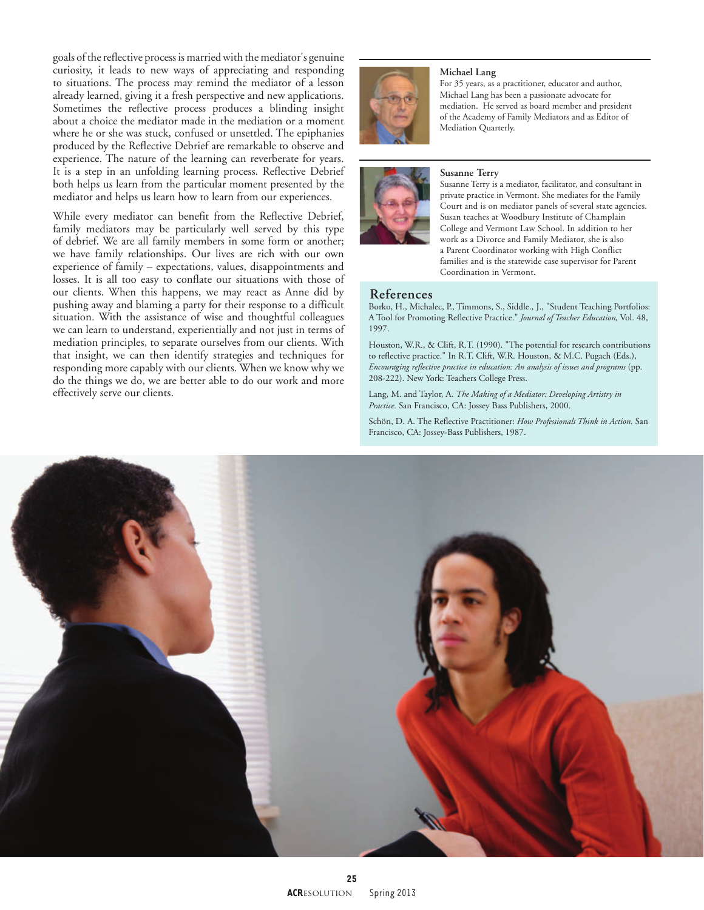goals of the reflective process is married with the mediator's genuine curiosity, it leads to new ways of appreciating and responding to situations. The process may remind the mediator of a lesson already learned, giving it a fresh perspective and new applications. Sometimes the reflective process produces a blinding insight about a choice the mediator made in the mediation or a moment where he or she was stuck, confused or unsettled. The epiphanies produced by the Reflective Debrief are remarkable to observe and experience. The nature of the learning can reverberate for years. It is a step in an unfolding learning process. Reflective Debrief both helps us learn from the particular moment presented by the mediator and helps us learn how to learn from our experiences.

While every mediator can benefit from the Reflective Debrief, family mediators may be particularly well served by this type of debrief. We are all family members in some form or another; we have family relationships. Our lives are rich with our own experience of family – expectations, values, disappointments and losses. It is all too easy to conflate our situations with those of our clients. When this happens, we may react as Anne did by pushing away and blaming a party for their response to a difficult situation. With the assistance of wise and thoughtful colleagues we can learn to understand, experientially and not just in terms of mediation principles, to separate ourselves from our clients. With that insight, we can then identify strategies and techniques for responding more capably with our clients. When we know why we do the things we do, we are better able to do our work and more effectively serve our clients.

**Michael Lang**
For 35 years, as a practitioner, educator and author, Michael Lang has been a passionate advocate for mediation. He served as board member and president of the Academy of Family Mediators and as Editor of Mediation Quarterly.

**Susanne Terry**
Susanne Terry is a mediator, facilitator, and consultant in private practice in Vermont. She mediates for the Family Court and is on mediator panels of several state agencies. Susan teaches at Woodbury Institute of Champlain College and Vermont Law School. In addition to her work as a Divorce and Family Mediator, she is also a Parent Coordinator working with High Conflict families and is the statewide case supervisor for Parent Coordination in Vermont.

## References

Borko, H., Michalec, P., Timmons, S., Siddle., J., "Student Teaching Portfolios: A Tool for Promoting Reflective Practice." *Journal of Teacher Education,* Vol. 48, 1997.

Houston, W.R., & Clift, R.T. (1990). "The potential for research contributions to reflective practice." In R.T. Clift, W.R. Houston, & M.C. Pugach (Eds.), *Encouraging reflective practice in education: An analysis of issues and programs* (pp. 208-222). New York: Teachers College Press.

Lang, M. and Taylor, A. *The Making of a Mediator: Developing Artistry in Practice.* San Francisco, CA: Jossey Bass Publishers, 2000.

Schön, D. A. The Reflective Practitioner: *How Professionals Think in Action.* San Francisco, CA: Jossey-Bass Publishers, 1987.